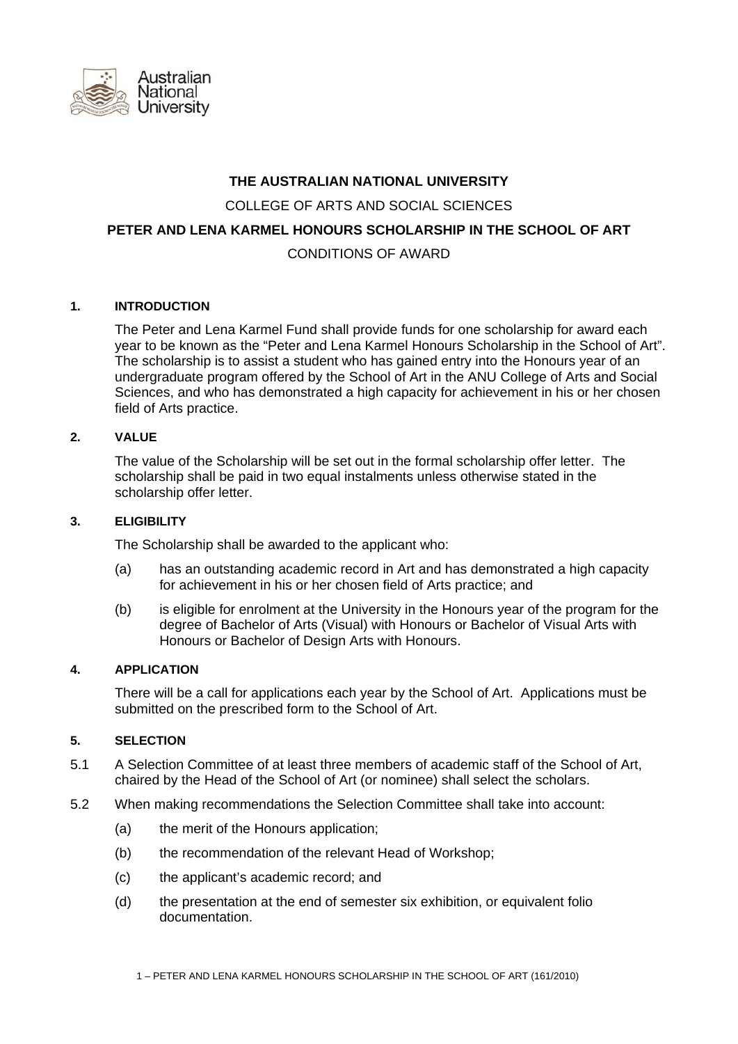# THE AUSTRALIAN NATIONAL UNIVERSITY

COLLEGE OF ARTS AND SOCIAL SCIENCES

## PETER AND LENA KARMEL HONOURS SCHOLARSHIP IN THE SCHOOL OF ART

CONDITIONS OF AWARD

### 1. INTRODUCTION

The Peter and Lena Karmel Fund shall provide funds for one scholarship for award each year to be known as the "Peter and Lena Karmel Honours Scholarship in the School of Art". The scholarship is to assist a student who has gained entry into the Honours year of an undergraduate program offered by the School of Art in the ANU College of Arts and Social Sciences, and who has demonstrated a high capacity for achievement in his or her chosen field of Arts practice.

### 2. VALUE

The value of the Scholarship will be set out in the formal scholarship offer letter. The scholarship shall be paid in two equal instalments unless otherwise stated in the scholarship offer letter.

### 3. ELIGIBILITY

The Scholarship shall be awarded to the applicant who:

(a) has an outstanding academic record in Art and has demonstrated a high capacity for achievement in his or her chosen field of Arts practice; and

(b) is eligible for enrolment at the University in the Honours year of the program for the degree of Bachelor of Arts (Visual) with Honours or Bachelor of Visual Arts with Honours or Bachelor of Design Arts with Honours.

### 4. APPLICATION

There will be a call for applications each year by the School of Art. Applications must be submitted on the prescribed form to the School of Art.

### 5. SELECTION

5.1 A Selection Committee of at least three members of academic staff of the School of Art, chaired by the Head of the School of Art (or nominee) shall select the scholars.

5.2 When making recommendations the Selection Committee shall take into account:

(a) the merit of the Honours application;

(b) the recommendation of the relevant Head of Workshop;

(c) the applicant's academic record; and

(d) the presentation at the end of semester six exhibition, or equivalent folio documentation.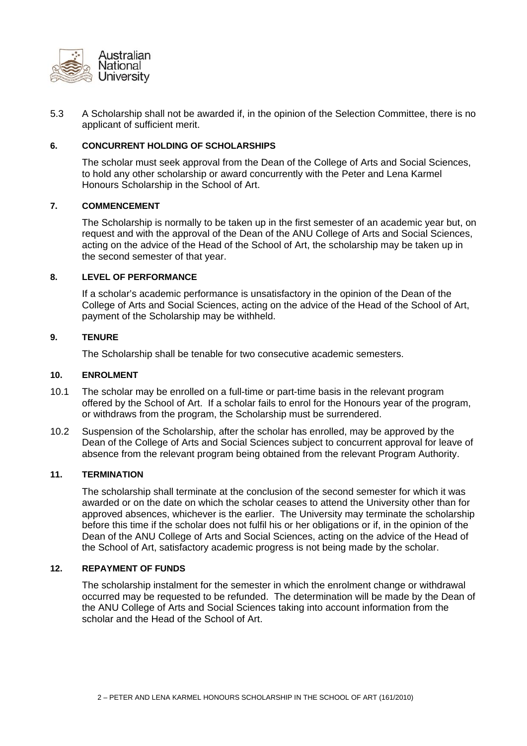5.3 A Scholarship shall not be awarded if, in the opinion of the Selection Committee, there is no applicant of sufficient merit.

### 6. CONCURRENT HOLDING OF SCHOLARSHIPS

The scholar must seek approval from the Dean of the College of Arts and Social Sciences, to hold any other scholarship or award concurrently with the Peter and Lena Karmel Honours Scholarship in the School of Art.

### 7. COMMENCEMENT

The Scholarship is normally to be taken up in the first semester of an academic year but, on request and with the approval of the Dean of the ANU College of Arts and Social Sciences, acting on the advice of the Head of the School of Art, the scholarship may be taken up in the second semester of that year.

### 8. LEVEL OF PERFORMANCE

If a scholar's academic performance is unsatisfactory in the opinion of the Dean of the College of Arts and Social Sciences, acting on the advice of the Head of the School of Art, payment of the Scholarship may be withheld.

### 9. TENURE

The Scholarship shall be tenable for two consecutive academic semesters.

### 10. ENROLMENT

10.1 The scholar may be enrolled on a full-time or part-time basis in the relevant program offered by the School of Art. If a scholar fails to enrol for the Honours year of the program, or withdraws from the program, the Scholarship must be surrendered.

10.2 Suspension of the Scholarship, after the scholar has enrolled, may be approved by the Dean of the College of Arts and Social Sciences subject to concurrent approval for leave of absence from the relevant program being obtained from the relevant Program Authority.

### 11. TERMINATION

The scholarship shall terminate at the conclusion of the second semester for which it was awarded or on the date on which the scholar ceases to attend the University other than for approved absences, whichever is the earlier. The University may terminate the scholarship before this time if the scholar does not fulfil his or her obligations or if, in the opinion of the Dean of the ANU College of Arts and Social Sciences, acting on the advice of the Head of the School of Art, satisfactory academic progress is not being made by the scholar.

### 12. REPAYMENT OF FUNDS

The scholarship instalment for the semester in which the enrolment change or withdrawal occurred may be requested to be refunded. The determination will be made by the Dean of the ANU College of Arts and Social Sciences taking into account information from the scholar and the Head of the School of Art.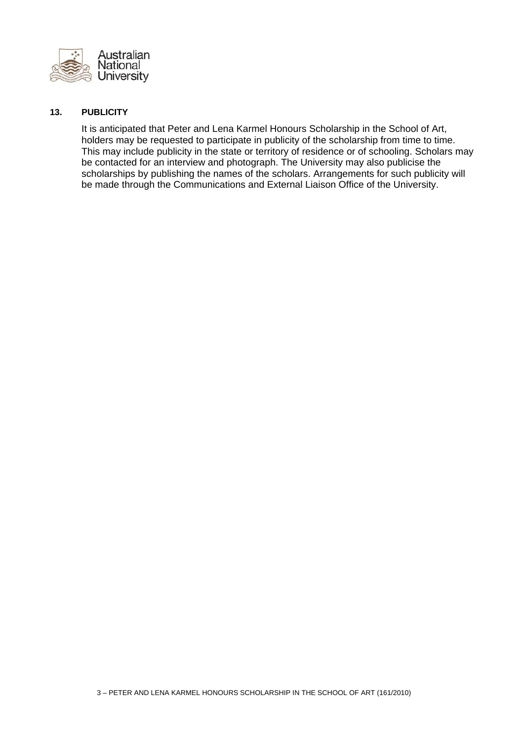## 13. PUBLICITY

It is anticipated that Peter and Lena Karmel Honours Scholarship in the School of Art, holders may be requested to participate in publicity of the scholarship from time to time. This may include publicity in the state or territory of residence or of schooling. Scholars may be contacted for an interview and photograph. The University may also publicise the scholarships by publishing the names of the scholars. Arrangements for such publicity will be made through the Communications and External Liaison Office of the University.